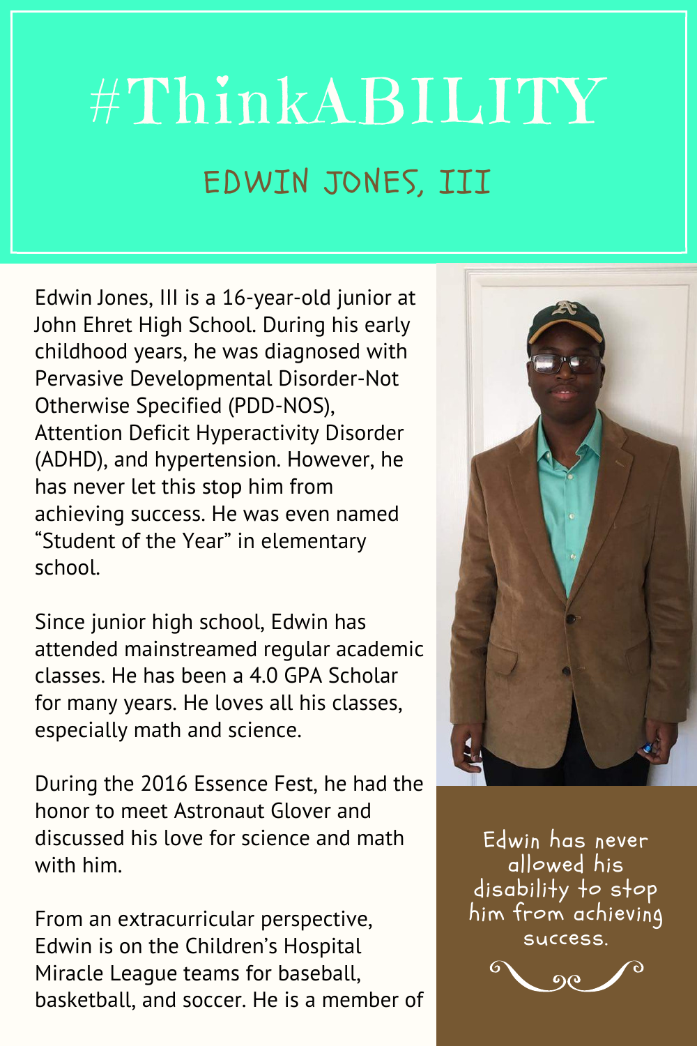# #ThinkABILITY

## EDWIN JONES, III

Edwin Jones, III is a 16-year-old junior at John Ehret High School. During his early childhood years, he was diagnosed with Pervasive Developmental Disorder-Not Otherwise Specified (PDD-NOS), Attention Deficit Hyperactivity Disorder (ADHD), and hypertension. However, he has never let this stop him from achieving success. He was even named "Student of the Year" in elementary school.

Since junior high school, Edwin has attended mainstreamed regular academic classes. He has been a 4.0 GPA Scholar for many years. He loves all his classes, especially math and science.

During the 2016 Essence Fest, he had the honor to meet Astronaut Glover and discussed his love for science and math with him.

From an extracurricular perspective, Edwin is on the Children's Hospital Miracle League teams for baseball, basketball, and soccer. He is a member of

Edwin has never allowed his disability to stop him from achieving success.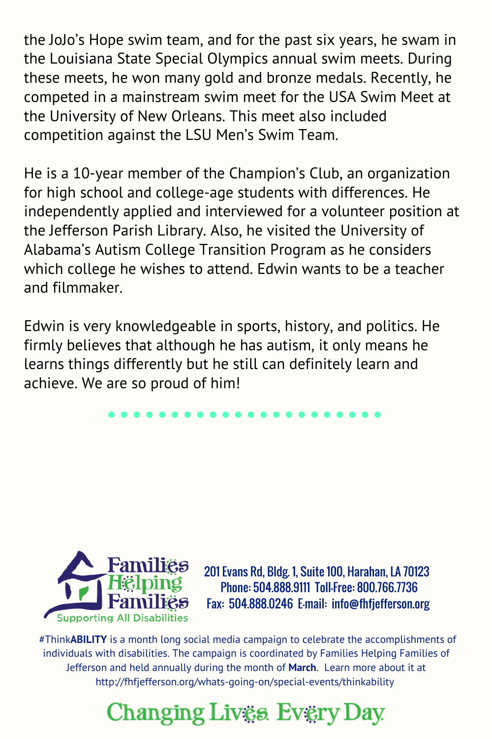the JoJo's Hope swim team, and for the past six years, he swam in the Louisiana State Special Olympics annual swim meets. During these meets, he won many gold and bronze medals. Recently, he competed in a mainstream swim meet for the USA Swim Meet at the University of New Orleans. This meet also included competition against the LSU Men's Swim Team.

He is a 10-year member of the Champion's Club, an organization for high school and college-age students with differences. He independently applied and interviewed for a volunteer position at the Jefferson Parish Library. Also, he visited the University of Alabama's Autism College Transition Program as he considers which college he wishes to attend. Edwin wants to be a teacher and filmmaker.

Edwin is very knowledgeable in sports, history, and politics. He firmly believes that although he has autism, it only means he learns things differently but he still can definitely learn and achieve. We are so proud of him!

Families Helping Families
Supporting All Disabilities

201 Evans Rd, Bldg. 1, Suite 100, Harahan, LA 70123
Phone: 504.888.9111 Toll-Free: 800.766.7736
Fax: 504.888.0246 E-mail: info@fhfjefferson.org

#Think**ABILITY** is a month long social media campaign to celebrate the accomplishments of individuals with disabilities. The campaign is coordinated by Families Helping Families of Jefferson and held annually during the month of **March**. Learn more about it at http://fhfjefferson.org/whats-going-on/special-events/thinkability

Changing Lives. Every Day.